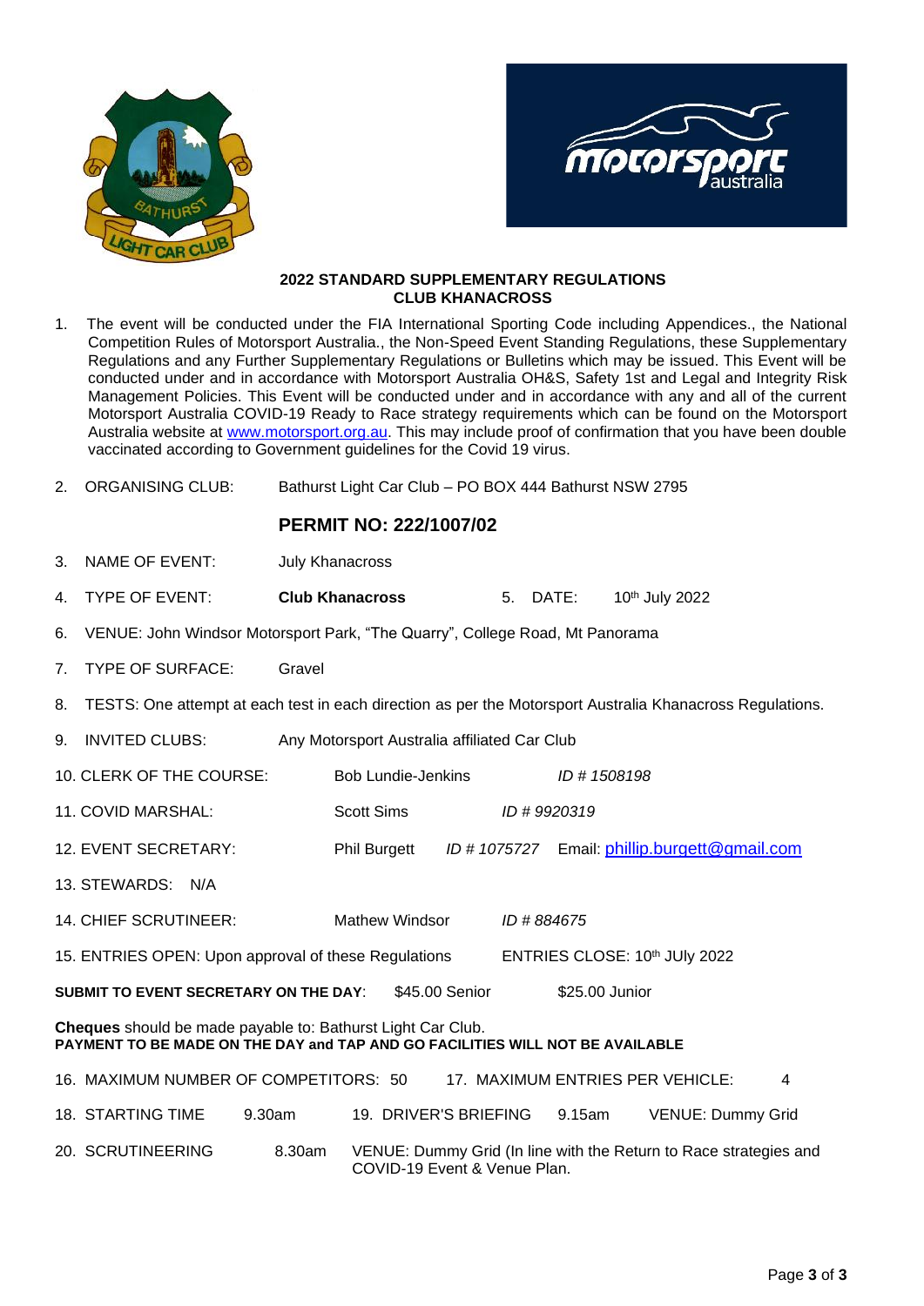## 2022 STANDARD SUPPLEMENTARY REGULATIONS
## CLUB KHANACROSS

1. The event will be conducted under the FIA International Sporting Code including Appendices., the National Competition Rules of Motorsport Australia., the Non-Speed Event Standing Regulations, these Supplementary Regulations and any Further Supplementary Regulations or Bulletins which may be issued. This Event will be conducted under and in accordance with Motorsport Australia OH&S, Safety 1st and Legal and Integrity Risk Management Policies. This Event will be conducted under and in accordance with any and all of the current Motorsport Australia COVID-19 Ready to Race strategy requirements which can be found on the Motorsport Australia website at [www.motorsport.org.au](http://www.motorsport.org.au). This may include proof of confirmation that you have been double vaccinated according to Government guidelines for the Covid 19 virus.

2. ORGANISING CLUB: Bathurst Light Car Club – PO BOX 444 Bathurst NSW 2795

### PERMIT NO: 222/1007/02

3. NAME OF EVENT: July Khanacross

4. TYPE OF EVENT: **Club Khanacross** 5. DATE: 10th July 2022

6. VENUE: John Windsor Motorsport Park, "The Quarry", College Road, Mt Panorama

7. TYPE OF SURFACE: Gravel

8. TESTS: One attempt at each test in each direction as per the Motorsport Australia Khanacross Regulations.

9. INVITED CLUBS: Any Motorsport Australia affiliated Car Club

10. CLERK OF THE COURSE: Bob Lundie-Jenkins *ID # 1508198*

11. COVID MARSHAL: Scott Sims *ID # 9920319*

12. EVENT SECRETARY: Phil Burgett *ID # 1075727* Email: [phillip.burgett@gmail.com](mailto:phillip.burgett@gmail.com)

13. STEWARDS: N/A

14. CHIEF SCRUTINEER: Mathew Windsor *ID # 884675*

15. ENTRIES OPEN: Upon approval of these Regulations ENTRIES CLOSE: 10th JUly 2022

**SUBMIT TO EVENT SECRETARY ON THE DAY**: $45.00 Senior $25.00 Junior

**Cheques** should be made payable to: Bathurst Light Car Club.
**PAYMENT TO BE MADE ON THE DAY and TAP AND GO FACILITIES WILL NOT BE AVAILABLE**

16. MAXIMUM NUMBER OF COMPETITORS: 50 17. MAXIMUM ENTRIES PER VEHICLE: 4

18. STARTING TIME 9.30am 19. DRIVER'S BRIEFING 9.15am VENUE: Dummy Grid

20. SCRUTINEERING 8.30am VENUE: Dummy Grid (In line with the Return to Race strategies and COVID-19 Event & Venue Plan.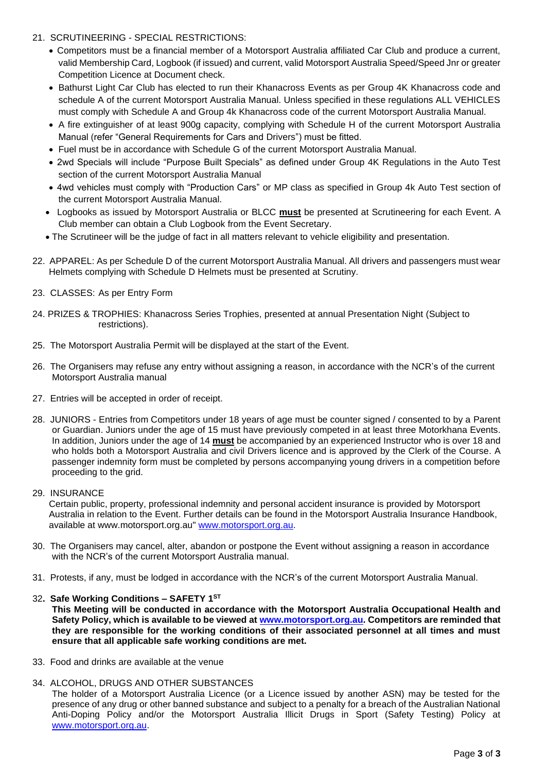21. SCRUTINEERING - SPECIAL RESTRICTIONS:
    - Competitors must be a financial member of a Motorsport Australia affiliated Car Club and produce a current, valid Membership Card, Logbook (if issued) and current, valid Motorsport Australia Speed/Speed Jnr or greater Competition Licence at Document check.
    - Bathurst Light Car Club has elected to run their Khanacross Events as per Group 4K Khanacross code and schedule A of the current Motorsport Australia Manual. Unless specified in these regulations ALL VEHICLES must comply with Schedule A and Group 4k Khanacross code of the current Motorsport Australia Manual.
    - A fire extinguisher of at least 900g capacity, complying with Schedule H of the current Motorsport Australia Manual (refer "General Requirements for Cars and Drivers") must be fitted.
    - Fuel must be in accordance with Schedule G of the current Motorsport Australia Manual.
    - 2wd Specials will include "Purpose Built Specials" as defined under Group 4K Regulations in the Auto Test section of the current Motorsport Australia Manual
    - 4wd vehicles must comply with "Production Cars" or MP class as specified in Group 4k Auto Test section of the current Motorsport Australia Manual.
    - Logbooks as issued by Motorsport Australia or BLCC **must** be presented at Scrutineering for each Event. A Club member can obtain a Club Logbook from the Event Secretary.
    - The Scrutineer will be the judge of fact in all matters relevant to vehicle eligibility and presentation.

22. APPAREL: As per Schedule D of the current Motorsport Australia Manual. All drivers and passengers must wear Helmets complying with Schedule D Helmets must be presented at Scrutiny.

23. CLASSES: As per Entry Form

24. PRIZES & TROPHIES: Khanacross Series Trophies, presented at annual Presentation Night (Subject to restrictions).

25. The Motorsport Australia Permit will be displayed at the start of the Event.

26. The Organisers may refuse any entry without assigning a reason, in accordance with the NCR's of the current Motorsport Australia manual

27. Entries will be accepted in order of receipt.

28. JUNIORS - Entries from Competitors under 18 years of age must be counter signed / consented to by a Parent or Guardian. Juniors under the age of 15 must have previously competed in at least three Motorkhana Events. In addition, Juniors under the age of 14 **must** be accompanied by an experienced Instructor who is over 18 and who holds both a Motorsport Australia and civil Drivers licence and is approved by the Clerk of the Course. A passenger indemnity form must be completed by persons accompanying young drivers in a competition before proceeding to the grid.

29. INSURANCE
    Certain public, property, professional indemnity and personal accident insurance is provided by Motorsport Australia in relation to the Event. Further details can be found in the Motorsport Australia Insurance Handbook, available at www.motorsport.org.au" www.motorsport.org.au.

30. The Organisers may cancel, alter, abandon or postpone the Event without assigning a reason in accordance with the NCR's of the current Motorsport Australia manual.

31. Protests, if any, must be lodged in accordance with the NCR's of the current Motorsport Australia Manual.

32. **Safe Working Conditions – SAFETY 1ST**
    **This Meeting will be conducted in accordance with the Motorsport Australia Occupational Health and Safety Policy, which is available to be viewed at www.motorsport.org.au. Competitors are reminded that they are responsible for the working conditions of their associated personnel at all times and must ensure that all applicable safe working conditions are met.**

33. Food and drinks are available at the venue

34. ALCOHOL, DRUGS AND OTHER SUBSTANCES
    The holder of a Motorsport Australia Licence (or a Licence issued by another ASN) may be tested for the presence of any drug or other banned substance and subject to a penalty for a breach of the Australian National Anti-Doping Policy and/or the Motorsport Australia Illicit Drugs in Sport (Safety Testing) Policy at www.motorsport.org.au.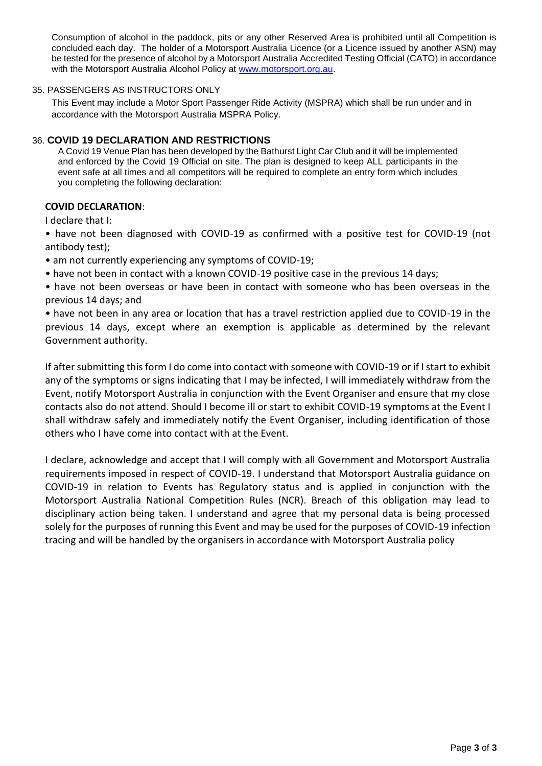Consumption of alcohol in the paddock, pits or any other Reserved Area is prohibited until all Competition is concluded each day. The holder of a Motorsport Australia Licence (or a Licence issued by another ASN) may be tested for the presence of alcohol by a Motorsport Australia Accredited Testing Official (CATO) in accordance with the Motorsport Australia Alcohol Policy at [www.motorsport.org.au](http://www.motorsport.org.au).

35. PASSENGERS AS INSTRUCTORS ONLY

This Event may include a Motor Sport Passenger Ride Activity (MSPRA) which shall be run under and in accordance with the Motorsport Australia MSPRA Policy.

36. **COVID 19 DECLARATION AND RESTRICTIONS**

A Covid 19 Venue Plan has been developed by the Bathurst Light Car Club and it will be implemented and enforced by the Covid 19 Official on site. The plan is designed to keep ALL participants in the event safe at all times and all competitors will be required to complete an entry form which includes you completing the following declaration:

**COVID DECLARATION**:

I declare that I:

- have not been diagnosed with COVID-19 as confirmed with a positive test for COVID-19 (not antibody test);
- am not currently experiencing any symptoms of COVID-19;
- have not been in contact with a known COVID-19 positive case in the previous 14 days;
- have not been overseas or have been in contact with someone who has been overseas in the previous 14 days; and
- have not been in any area or location that has a travel restriction applied due to COVID-19 in the previous 14 days, except where an exemption is applicable as determined by the relevant Government authority.

If after submitting this form I do come into contact with someone with COVID-19 or if I start to exhibit any of the symptoms or signs indicating that I may be infected, I will immediately withdraw from the Event, notify Motorsport Australia in conjunction with the Event Organiser and ensure that my close contacts also do not attend. Should I become ill or start to exhibit COVID-19 symptoms at the Event I shall withdraw safely and immediately notify the Event Organiser, including identification of those others who I have come into contact with at the Event.

I declare, acknowledge and accept that I will comply with all Government and Motorsport Australia requirements imposed in respect of COVID-19. I understand that Motorsport Australia guidance on COVID-19 in relation to Events has Regulatory status and is applied in conjunction with the Motorsport Australia National Competition Rules (NCR). Breach of this obligation may lead to disciplinary action being taken. I understand and agree that my personal data is being processed solely for the purposes of running this Event and may be used for the purposes of COVID-19 infection tracing and will be handled by the organisers in accordance with Motorsport Australia policy